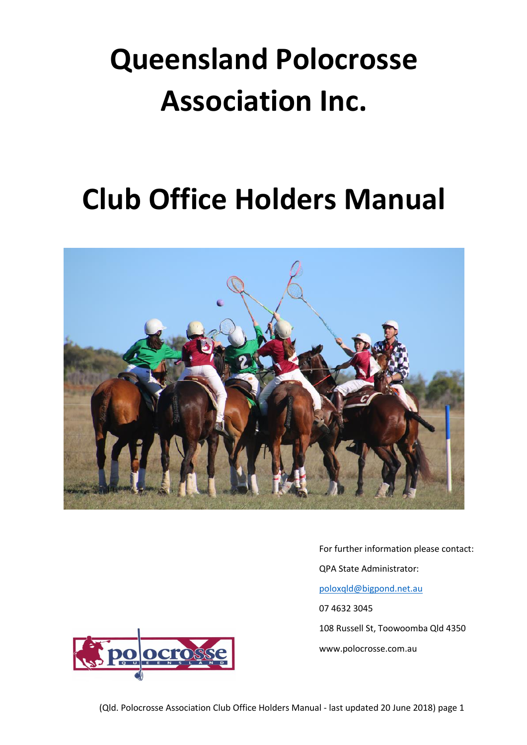# Queensland Polocrosse Association Inc.

# Club Office Holders Manual

For further information please contact:

QPA State Administrator:

poloxqld@bigpond.net.au

07 4632 3045

108 Russell St, Toowoomba Qld 4350

www.polocrosse.com.au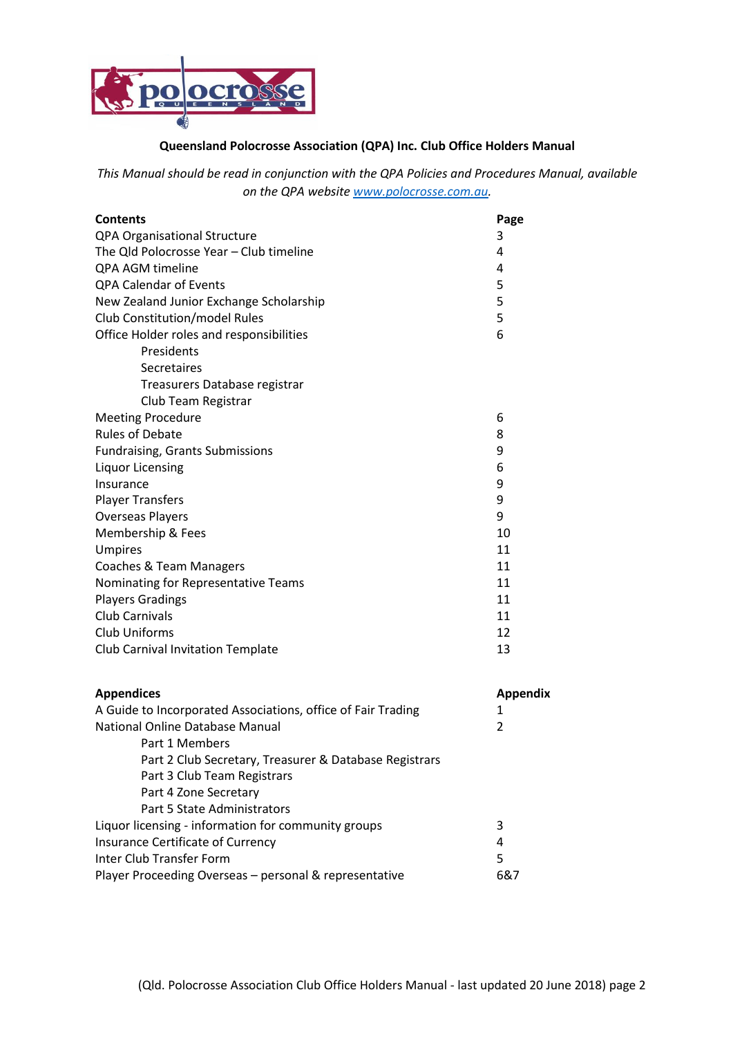**Queensland Polocrosse Association (QPA) Inc. Club Office Holders Manual**

*This Manual should be read in conjunction with the QPA Policies and Procedures Manual, available on the QPA website [www.polocrosse.com.au](http://www.polocrosse.com.au).*

| Contents | Page |
|---|---|
| QPA Organisational Structure | 3 |
| The Qld Polocrosse Year – Club timeline | 4 |
| QPA AGM timeline | 4 |
| QPA Calendar of Events | 5 |
| New Zealand Junior Exchange Scholarship | 5 |
| Club Constitution/model Rules | 5 |
| Office Holder roles and responsibilities | 6 |
| Presidents | |
| Secretaires | |
| Treasurers Database registrar | |
| Club Team Registrar | |
| Meeting Procedure | 6 |
| Rules of Debate | 8 |
| Fundraising, Grants Submissions | 9 |
| Liquor Licensing | 6 |
| Insurance | 9 |
| Player Transfers | 9 |
| Overseas Players | 9 |
| Membership & Fees | 10 |
| Umpires | 11 |
| Coaches & Team Managers | 11 |
| Nominating for Representative Teams | 11 |
| Players Gradings | 11 |
| Club Carnivals | 11 |
| Club Uniforms | 12 |
| Club Carnival Invitation Template | 13 |

| Appendices | Appendix |
|---|---|
| A Guide to Incorporated Associations, office of Fair Trading | 1 |
| National Online Database Manual | 2 |
| Part 1 Members | |
| Part 2 Club Secretary, Treasurer & Database Registrars | |
| Part 3 Club Team Registrars | |
| Part 4 Zone Secretary | |
| Part 5 State Administrators | |
| Liquor licensing - information for community groups | 3 |
| Insurance Certificate of Currency | 4 |
| Inter Club Transfer Form | 5 |
| Player Proceeding Overseas – personal & representative | 6&7 |

(Qld. Polocrosse Association Club Office Holders Manual - last updated 20 June 2018)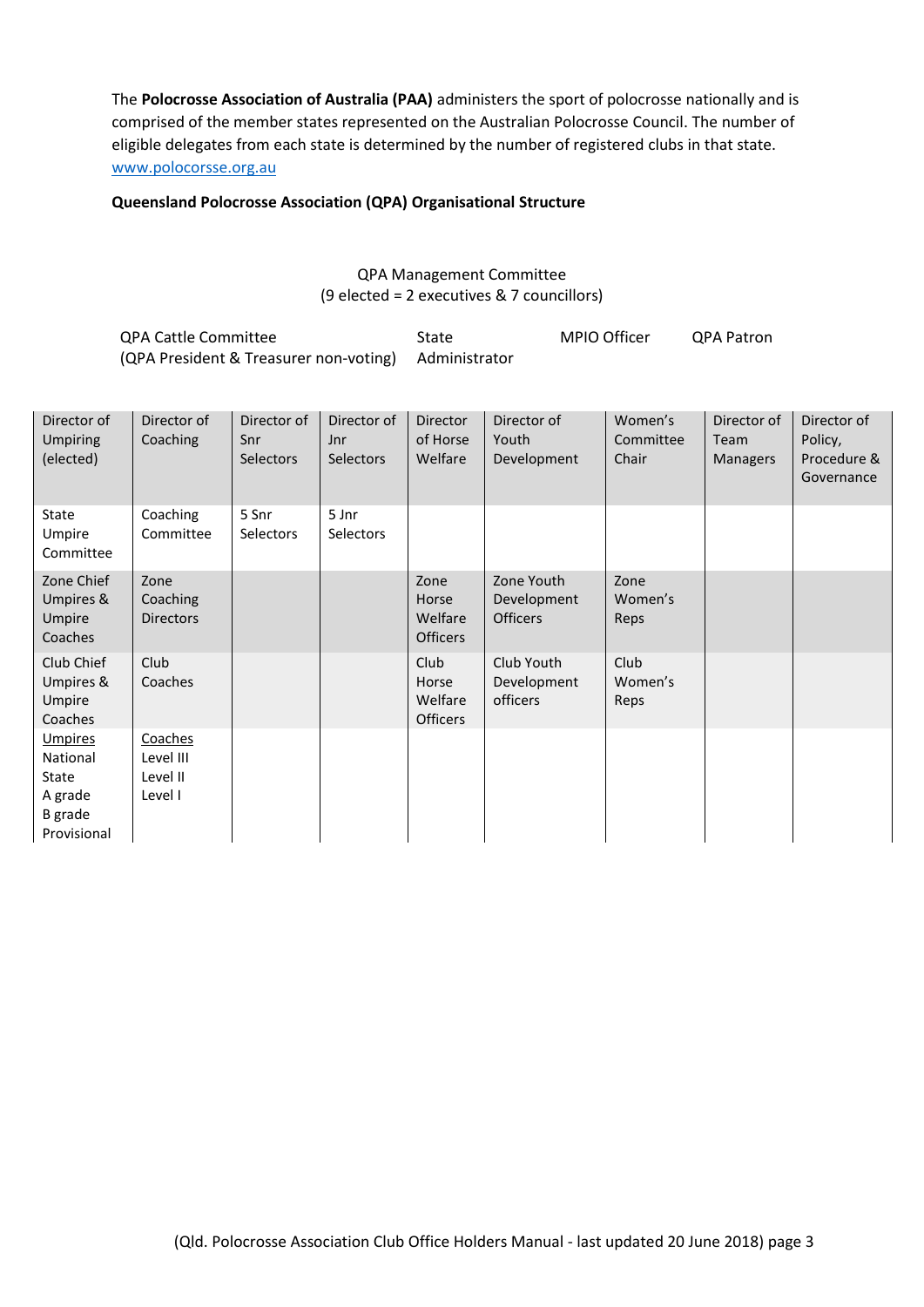The **Polocrosse Association of Australia (PAA)** administers the sport of polocrosse nationally and is comprised of the member states represented on the Australian Polocrosse Council. The number of eligible delegates from each state is determined by the number of registered clubs in that state. [www.polocorsse.org.au](www.polocorsse.org.au)

**Queensland Polocrosse Association (QPA) Organisational Structure**

QPA Management Committee
(9 elected = 2 executives & 7 councillors)

QPA Cattle Committee (QPA President & Treasurer non-voting)

State Administrator

MPIO Officer

QPA Patron

| Director of Umpiring (elected) | Director of Coaching | Director of Snr Selectors | Director of Jnr Selectors | Director of Horse Welfare | Director of Youth Development | Women's Committee Chair | Director of Team Managers | Director of Policy, Procedure & Governance |
|---|---|---|---|---|---|---|---|---|
| State Umpire Committee | Coaching Committee | 5 Snr Selectors | 5 Jnr Selectors | | | | | |
| Zone Chief Umpires & Umpire Coaches | Zone Coaching Directors | | | Zone Horse Welfare Officers | Zone Youth Development Officers | Zone Women's Reps | | |
| Club Chief Umpires & Umpire Coaches | Club Coaches | | | Club Horse Welfare Officers | Club Youth Development officers | Club Women's Reps | | |
| Umpires<br>National<br>State<br>A grade<br>B grade<br>Provisional | Coaches<br>Level III<br>Level II<br>Level I | | | | | | | |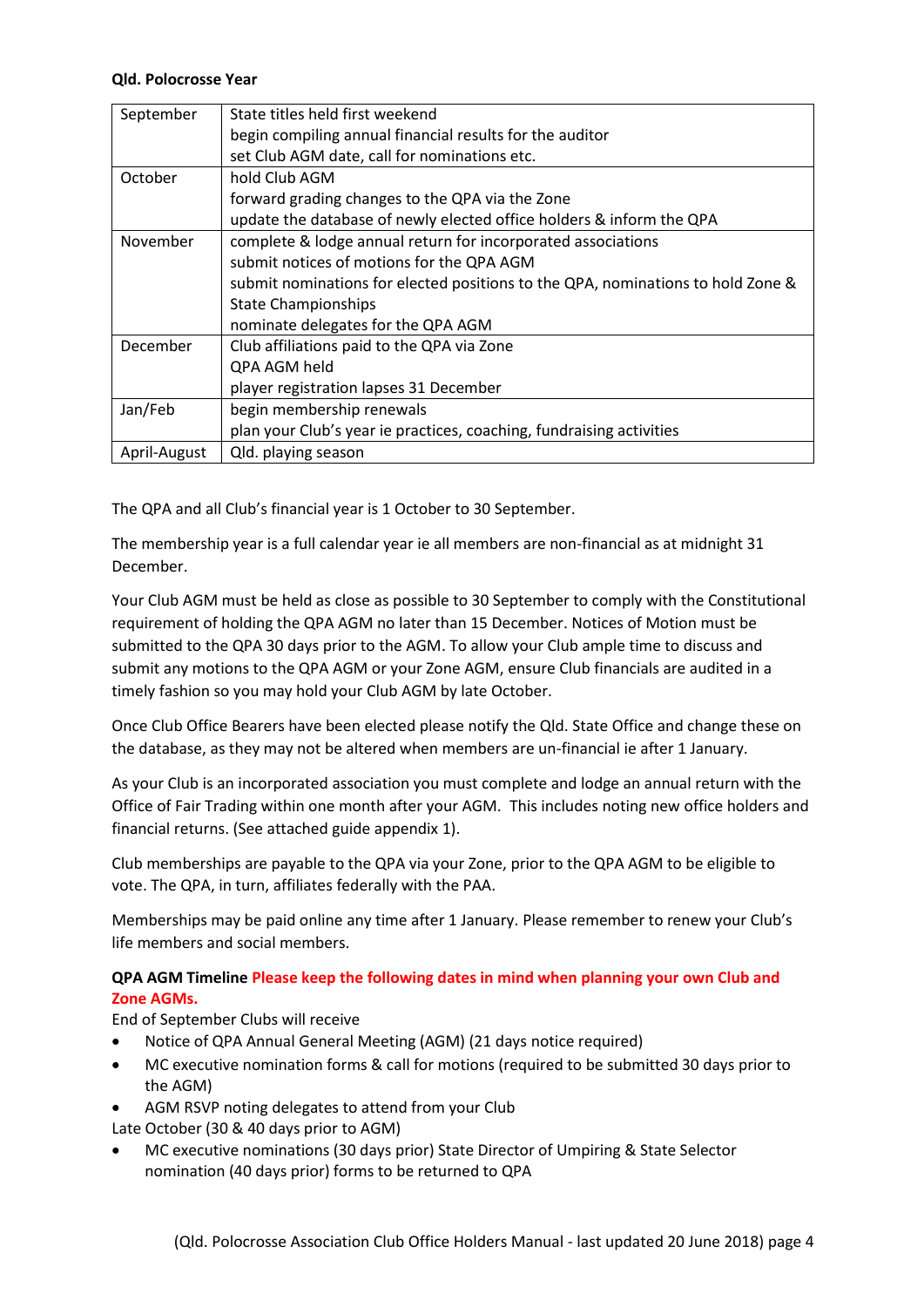**Qld. Polocrosse Year**

| | |
|---|---|
| September | State titles held first weekend<br>begin compiling annual financial results for the auditor<br>set Club AGM date, call for nominations etc. |
| October | hold Club AGM<br>forward grading changes to the QPA via the Zone<br>update the database of newly elected office holders & inform the QPA |
| November | complete & lodge annual return for incorporated associations<br>submit notices of motions for the QPA AGM<br>submit nominations for elected positions to the QPA, nominations to hold Zone & State Championships<br>nominate delegates for the QPA AGM |
| December | Club affiliations paid to the QPA via Zone<br>QPA AGM held<br>player registration lapses 31 December |
| Jan/Feb | begin membership renewals<br>plan your Club's year ie practices, coaching, fundraising activities |
| April-August | Qld. playing season |

The QPA and all Club's financial year is 1 October to 30 September.

The membership year is a full calendar year ie all members are non-financial as at midnight 31 December.

Your Club AGM must be held as close as possible to 30 September to comply with the Constitutional requirement of holding the QPA AGM no later than 15 December. Notices of Motion must be submitted to the QPA 30 days prior to the AGM. To allow your Club ample time to discuss and submit any motions to the QPA AGM or your Zone AGM, ensure Club financials are audited in a timely fashion so you may hold your Club AGM by late October.

Once Club Office Bearers have been elected please notify the Qld. State Office and change these on the database, as they may not be altered when members are un-financial ie after 1 January.

As your Club is an incorporated association you must complete and lodge an annual return with the Office of Fair Trading within one month after your AGM. This includes noting new office holders and financial returns. (See attached guide appendix 1).

Club memberships are payable to the QPA via your Zone, prior to the QPA AGM to be eligible to vote. The QPA, in turn, affiliates federally with the PAA.

Memberships may be paid online any time after 1 January. Please remember to renew your Club's life members and social members.

**QPA AGM Timeline** **Please keep the following dates in mind when planning your own Club and Zone AGMs.**

End of September Clubs will receive

- Notice of QPA Annual General Meeting (AGM) (21 days notice required)
- MC executive nomination forms & call for motions (required to be submitted 30 days prior to the AGM)
- AGM RSVP noting delegates to attend from your Club

Late October (30 & 40 days prior to AGM)

- MC executive nominations (30 days prior) State Director of Umpiring & State Selector nomination (40 days prior) forms to be returned to QPA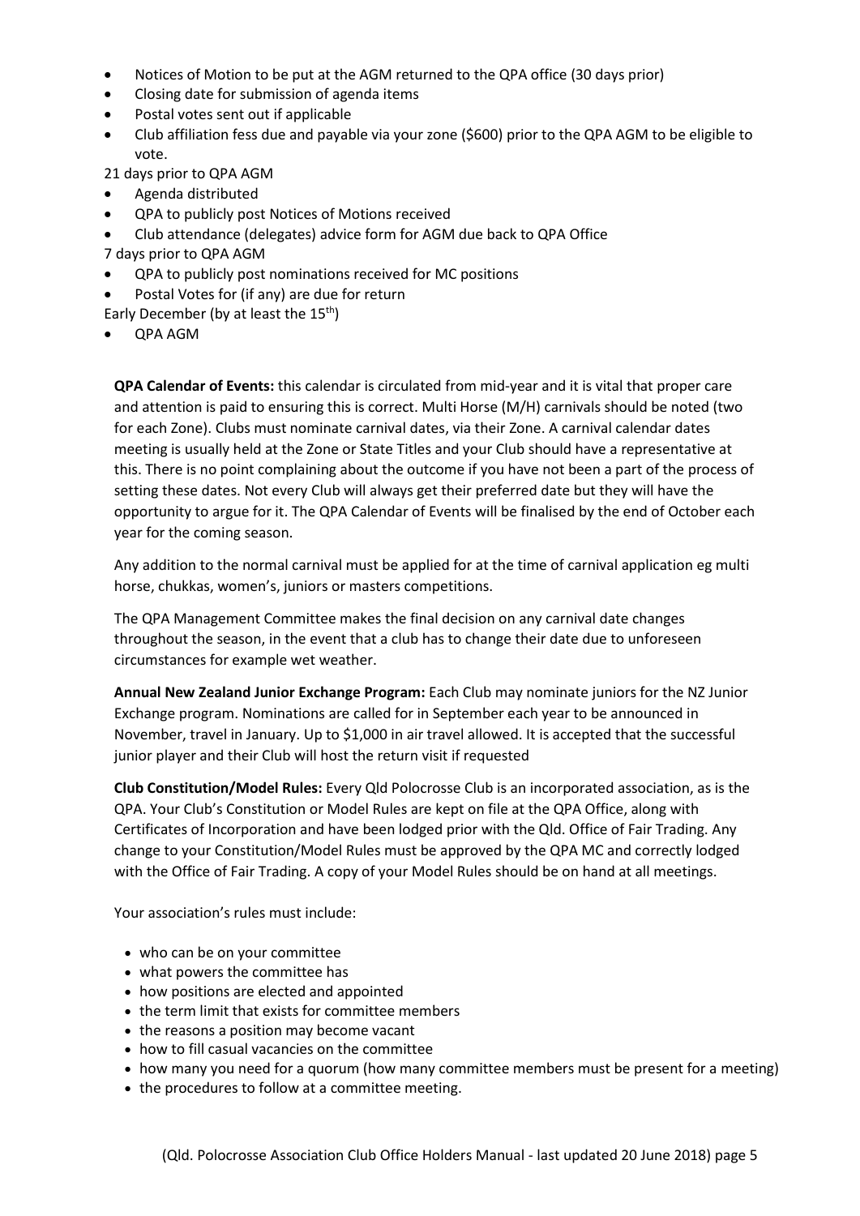- Notices of Motion to be put at the AGM returned to the QPA office (30 days prior)
- Closing date for submission of agenda items
- Postal votes sent out if applicable
- Club affiliation fess due and payable via your zone ($600) prior to the QPA AGM to be eligible to vote.

21 days prior to QPA AGM

- Agenda distributed
- QPA to publicly post Notices of Motions received
- Club attendance (delegates) advice form for AGM due back to QPA Office

7 days prior to QPA AGM

- QPA to publicly post nominations received for MC positions
- Postal Votes for (if any) are due for return

Early December (by at least the 15th)

- QPA AGM

**QPA Calendar of Events:** this calendar is circulated from mid-year and it is vital that proper care and attention is paid to ensuring this is correct. Multi Horse (M/H) carnivals should be noted (two for each Zone). Clubs must nominate carnival dates, via their Zone. A carnival calendar dates meeting is usually held at the Zone or State Titles and your Club should have a representative at this. There is no point complaining about the outcome if you have not been a part of the process of setting these dates. Not every Club will always get their preferred date but they will have the opportunity to argue for it. The QPA Calendar of Events will be finalised by the end of October each year for the coming season.

Any addition to the normal carnival must be applied for at the time of carnival application eg multi horse, chukkas, women's, juniors or masters competitions.

The QPA Management Committee makes the final decision on any carnival date changes throughout the season, in the event that a club has to change their date due to unforeseen circumstances for example wet weather.

**Annual New Zealand Junior Exchange Program:** Each Club may nominate juniors for the NZ Junior Exchange program. Nominations are called for in September each year to be announced in November, travel in January. Up to $1,000 in air travel allowed. It is accepted that the successful junior player and their Club will host the return visit if requested

**Club Constitution/Model Rules:** Every Qld Polocrosse Club is an incorporated association, as is the QPA. Your Club's Constitution or Model Rules are kept on file at the QPA Office, along with Certificates of Incorporation and have been lodged prior with the Qld. Office of Fair Trading. Any change to your Constitution/Model Rules must be approved by the QPA MC and correctly lodged with the Office of Fair Trading. A copy of your Model Rules should be on hand at all meetings.

Your association's rules must include:

- who can be on your committee
- what powers the committee has
- how positions are elected and appointed
- the term limit that exists for committee members
- the reasons a position may become vacant
- how to fill casual vacancies on the committee
- how many you need for a quorum (how many committee members must be present for a meeting)
- the procedures to follow at a committee meeting.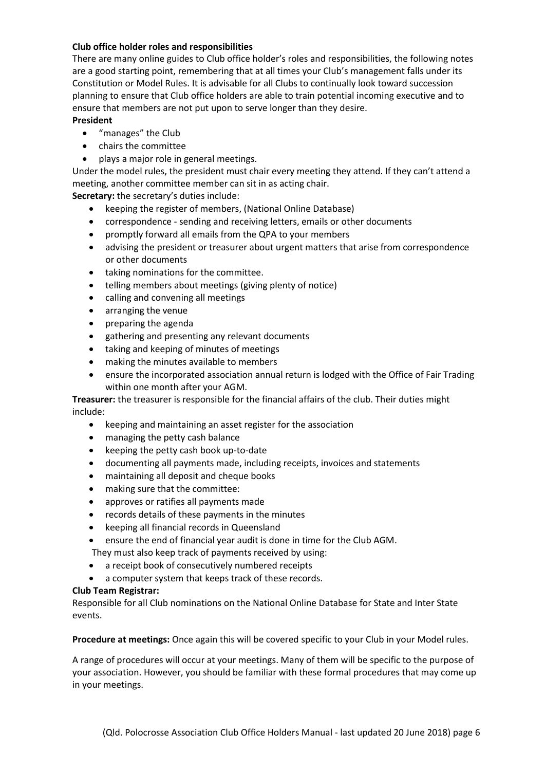**Club office holder roles and responsibilities**

There are many online guides to Club office holder's roles and responsibilities, the following notes are a good starting point, remembering that at all times your Club's management falls under its Constitution or Model Rules. It is advisable for all Clubs to continually look toward succession planning to ensure that Club office holders are able to train potential incoming executive and to ensure that members are not put upon to serve longer than they desire.

**President**

- "manages" the Club
- chairs the committee
- plays a major role in general meetings.

Under the model rules, the president must chair every meeting they attend. If they can't attend a meeting, another committee member can sit in as acting chair.

**Secretary:** the secretary's duties include:

- keeping the register of members, (National Online Database)
- correspondence - sending and receiving letters, emails or other documents
- promptly forward all emails from the QPA to your members
- advising the president or treasurer about urgent matters that arise from correspondence or other documents
- taking nominations for the committee.
- telling members about meetings (giving plenty of notice)
- calling and convening all meetings
- arranging the venue
- preparing the agenda
- gathering and presenting any relevant documents
- taking and keeping of minutes of meetings
- making the minutes available to members
- ensure the incorporated association annual return is lodged with the Office of Fair Trading within one month after your AGM.

**Treasurer:** the treasurer is responsible for the financial affairs of the club. Their duties might include:

- keeping and maintaining an asset register for the association
- managing the petty cash balance
- keeping the petty cash book up-to-date
- documenting all payments made, including receipts, invoices and statements
- maintaining all deposit and cheque books
- making sure that the committee:
- approves or ratifies all payments made
- records details of these payments in the minutes
- keeping all financial records in Queensland
- ensure the end of financial year audit is done in time for the Club AGM.

They must also keep track of payments received by using:

- a receipt book of consecutively numbered receipts
- a computer system that keeps track of these records.

**Club Team Registrar:**

Responsible for all Club nominations on the National Online Database for State and Inter State events.

**Procedure at meetings:** Once again this will be covered specific to your Club in your Model rules.

A range of procedures will occur at your meetings. Many of them will be specific to the purpose of your association. However, you should be familiar with these formal procedures that may come up in your meetings.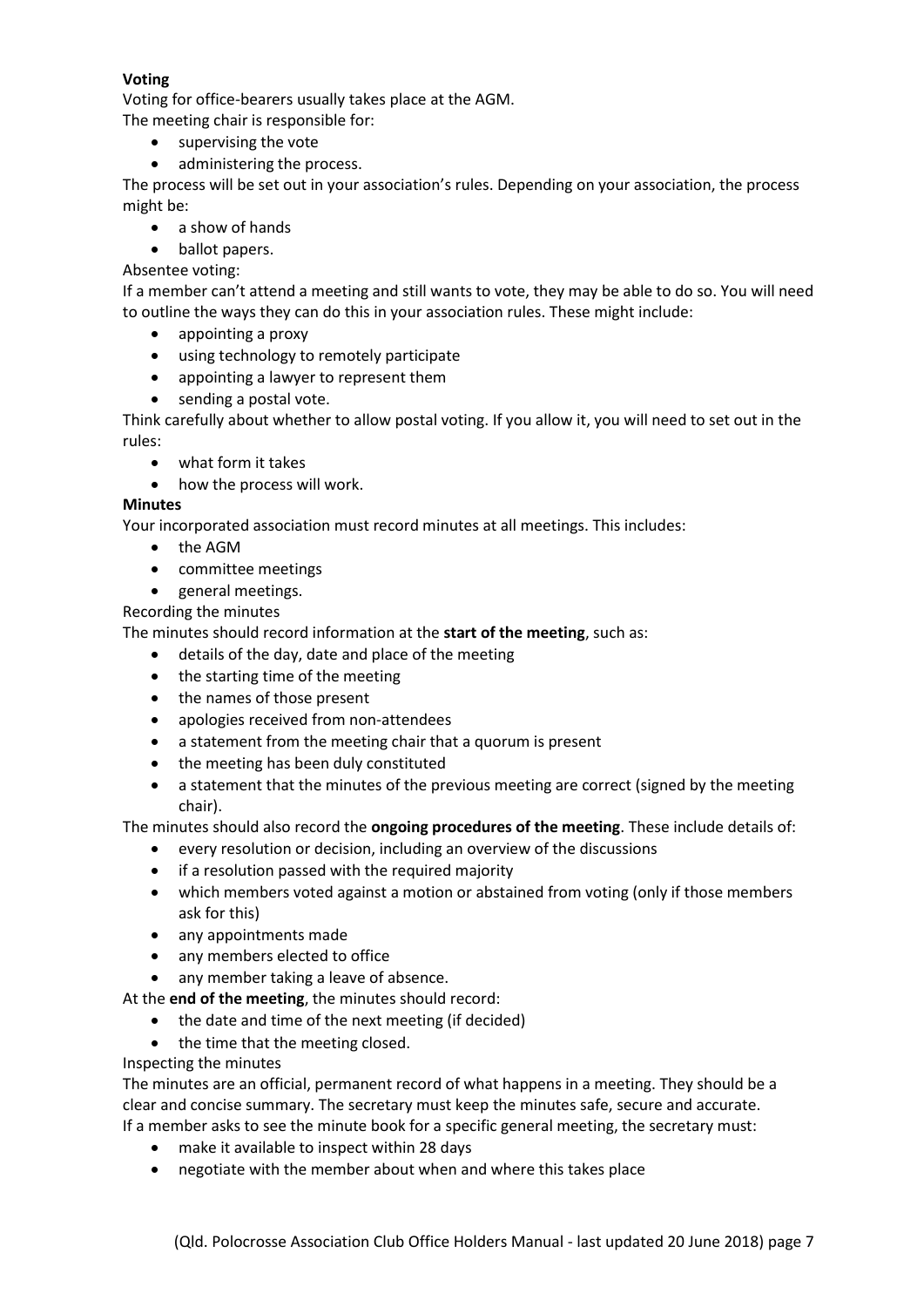**Voting**

Voting for office-bearers usually takes place at the AGM.

The meeting chair is responsible for:

- supervising the vote
- administering the process.

The process will be set out in your association's rules. Depending on your association, the process might be:

- a show of hands
- ballot papers.

Absentee voting:

If a member can't attend a meeting and still wants to vote, they may be able to do so. You will need to outline the ways they can do this in your association rules. These might include:

- appointing a proxy
- using technology to remotely participate
- appointing a lawyer to represent them
- sending a postal vote.

Think carefully about whether to allow postal voting. If you allow it, you will need to set out in the rules:

- what form it takes
- how the process will work.

**Minutes**

Your incorporated association must record minutes at all meetings. This includes:

- the AGM
- committee meetings
- general meetings.

Recording the minutes

The minutes should record information at the **start of the meeting**, such as:

- details of the day, date and place of the meeting
- the starting time of the meeting
- the names of those present
- apologies received from non-attendees
- a statement from the meeting chair that a quorum is present
- the meeting has been duly constituted
- a statement that the minutes of the previous meeting are correct (signed by the meeting chair).

The minutes should also record the **ongoing procedures of the meeting**. These include details of:

- every resolution or decision, including an overview of the discussions
- if a resolution passed with the required majority
- which members voted against a motion or abstained from voting (only if those members ask for this)
- any appointments made
- any members elected to office
- any member taking a leave of absence.

At the **end of the meeting**, the minutes should record:

- the date and time of the next meeting (if decided)
- the time that the meeting closed.

Inspecting the minutes

The minutes are an official, permanent record of what happens in a meeting. They should be a clear and concise summary. The secretary must keep the minutes safe, secure and accurate.

If a member asks to see the minute book for a specific general meeting, the secretary must:

- make it available to inspect within 28 days
- negotiate with the member about when and where this takes place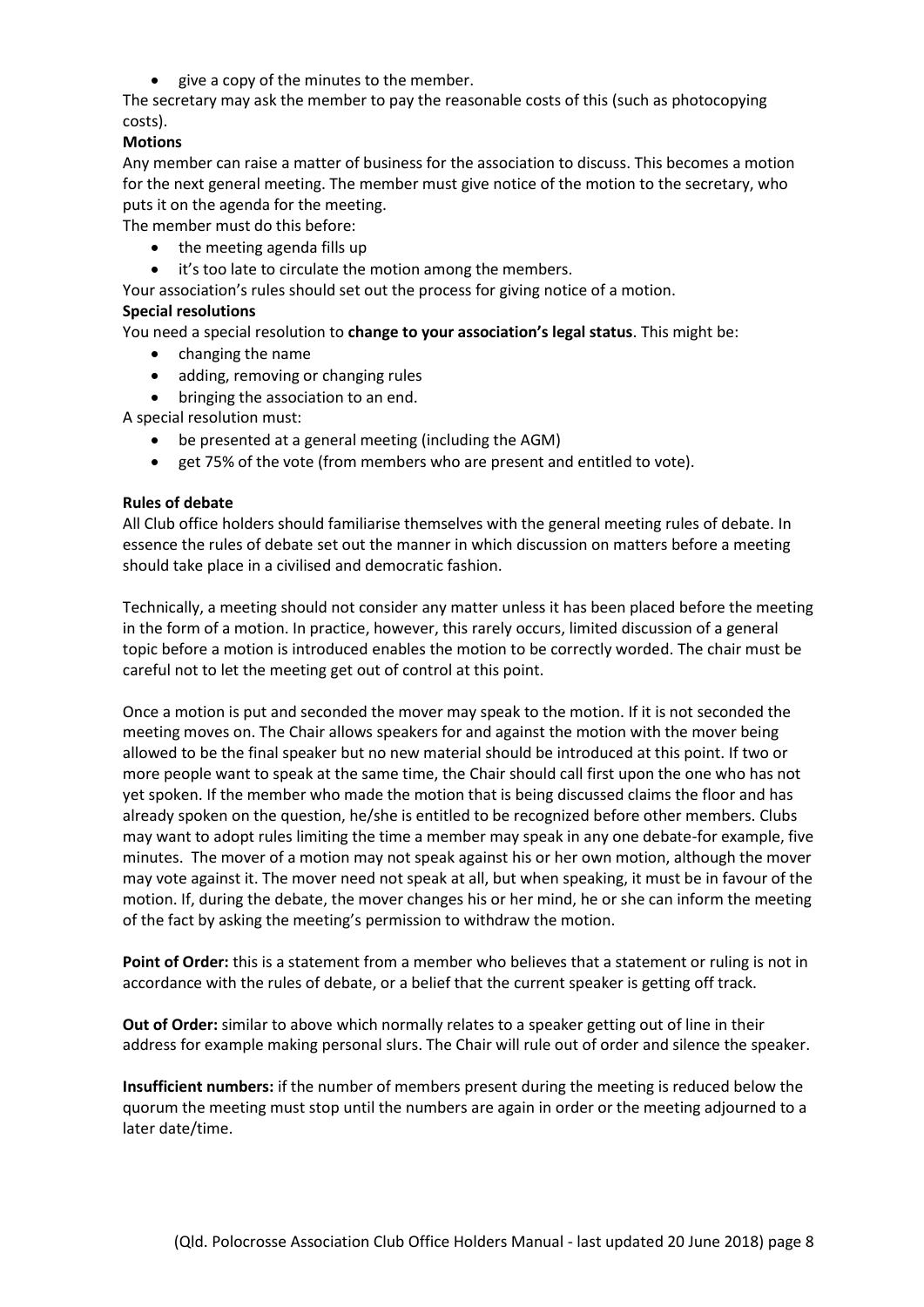- give a copy of the minutes to the member.

The secretary may ask the member to pay the reasonable costs of this (such as photocopying costs).

**Motions**

Any member can raise a matter of business for the association to discuss. This becomes a motion for the next general meeting. The member must give notice of the motion to the secretary, who puts it on the agenda for the meeting.

The member must do this before:

- the meeting agenda fills up
- it's too late to circulate the motion among the members.

Your association's rules should set out the process for giving notice of a motion.

**Special resolutions**

You need a special resolution to **change to your association's legal status**. This might be:

- changing the name
- adding, removing or changing rules
- bringing the association to an end.

A special resolution must:

- be presented at a general meeting (including the AGM)
- get 75% of the vote (from members who are present and entitled to vote).

**Rules of debate**

All Club office holders should familiarise themselves with the general meeting rules of debate. In essence the rules of debate set out the manner in which discussion on matters before a meeting should take place in a civilised and democratic fashion.

Technically, a meeting should not consider any matter unless it has been placed before the meeting in the form of a motion. In practice, however, this rarely occurs, limited discussion of a general topic before a motion is introduced enables the motion to be correctly worded. The chair must be careful not to let the meeting get out of control at this point.

Once a motion is put and seconded the mover may speak to the motion. If it is not seconded the meeting moves on. The Chair allows speakers for and against the motion with the mover being allowed to be the final speaker but no new material should be introduced at this point. If two or more people want to speak at the same time, the Chair should call first upon the one who has not yet spoken. If the member who made the motion that is being discussed claims the floor and has already spoken on the question, he/she is entitled to be recognized before other members. Clubs may want to adopt rules limiting the time a member may speak in any one debate-for example, five minutes. The mover of a motion may not speak against his or her own motion, although the mover may vote against it. The mover need not speak at all, but when speaking, it must be in favour of the motion. If, during the debate, the mover changes his or her mind, he or she can inform the meeting of the fact by asking the meeting's permission to withdraw the motion.

**Point of Order:** this is a statement from a member who believes that a statement or ruling is not in accordance with the rules of debate, or a belief that the current speaker is getting off track.

**Out of Order:** similar to above which normally relates to a speaker getting out of line in their address for example making personal slurs. The Chair will rule out of order and silence the speaker.

**Insufficient numbers:** if the number of members present during the meeting is reduced below the quorum the meeting must stop until the numbers are again in order or the meeting adjourned to a later date/time.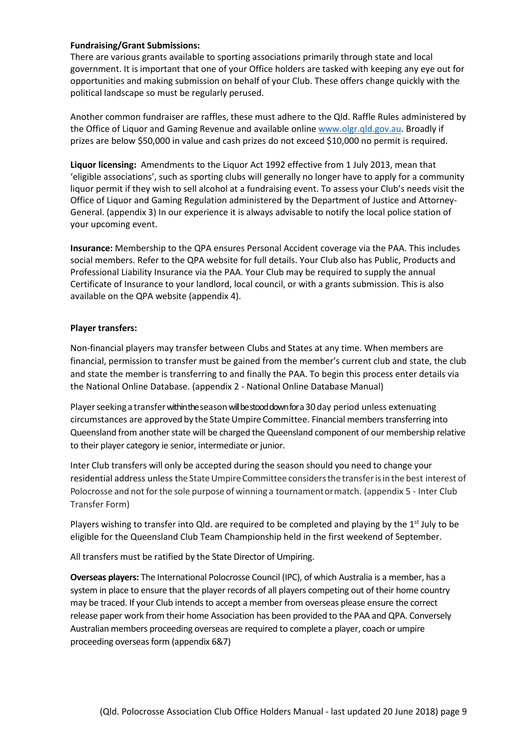**Fundraising/Grant Submissions:**
There are various grants available to sporting associations primarily through state and local government. It is important that one of your Office holders are tasked with keeping any eye out for opportunities and making submission on behalf of your Club. These offers change quickly with the political landscape so must be regularly perused.

Another common fundraiser are raffles, these must adhere to the Qld. Raffle Rules administered by the Office of Liquor and Gaming Revenue and available online www.olgr.qld.gov.au. Broadly if prizes are below $50,000 in value and cash prizes do not exceed $10,000 no permit is required.

**Liquor licensing:** Amendments to the Liquor Act 1992 effective from 1 July 2013, mean that 'eligible associations', such as sporting clubs will generally no longer have to apply for a community liquor permit if they wish to sell alcohol at a fundraising event. To assess your Club's needs visit the Office of Liquor and Gaming Regulation administered by the Department of Justice and Attorney-General. (appendix 3) In our experience it is always advisable to notify the local police station of your upcoming event.

**Insurance:** Membership to the QPA ensures Personal Accident coverage via the PAA. This includes social members. Refer to the QPA website for full details. Your Club also has Public, Products and Professional Liability Insurance via the PAA. Your Club may be required to supply the annual Certificate of Insurance to your landlord, local council, or with a grants submission. This is also available on the QPA website (appendix 4).

**Player transfers:**

Non-financial players may transfer between Clubs and States at any time. When members are financial, permission to transfer must be gained from the member's current club and state, the club and state the member is transferring to and finally the PAA. To begin this process enter details via the National Online Database. (appendix 2 - National Online Database Manual)

Player seeking a transfer within the season will be stood down for a 30 day period unless extenuating circumstances are approved by the State Umpire Committee. Financial members transferring into Queensland from another state will be charged the Queensland component of our membership relative to their player category ie senior, intermediate or junior.

Inter Club transfers will only be accepted during the season should you need to change your residential address unless the State Umpire Committee considers the transfer is in the best interest of Polocrosse and not for the sole purpose of winning a tournament or match. (appendix 5 - Inter Club Transfer Form)

Players wishing to transfer into Qld. are required to be completed and playing by the 1st July to be eligible for the Queensland Club Team Championship held in the first weekend of September.

All transfers must be ratified by the State Director of Umpiring.

**Overseas players:** The International Polocrosse Council (IPC), of which Australia is a member, has a system in place to ensure that the player records of all players competing out of their home country may be traced. If your Club intends to accept a member from overseas please ensure the correct release paper work from their home Association has been provided to the PAA and QPA. Conversely Australian members proceeding overseas are required to complete a player, coach or umpire proceeding overseas form (appendix 6&7)

(Qld. Polocrosse Association Club Office Holders Manual - last updated 20 June 2018)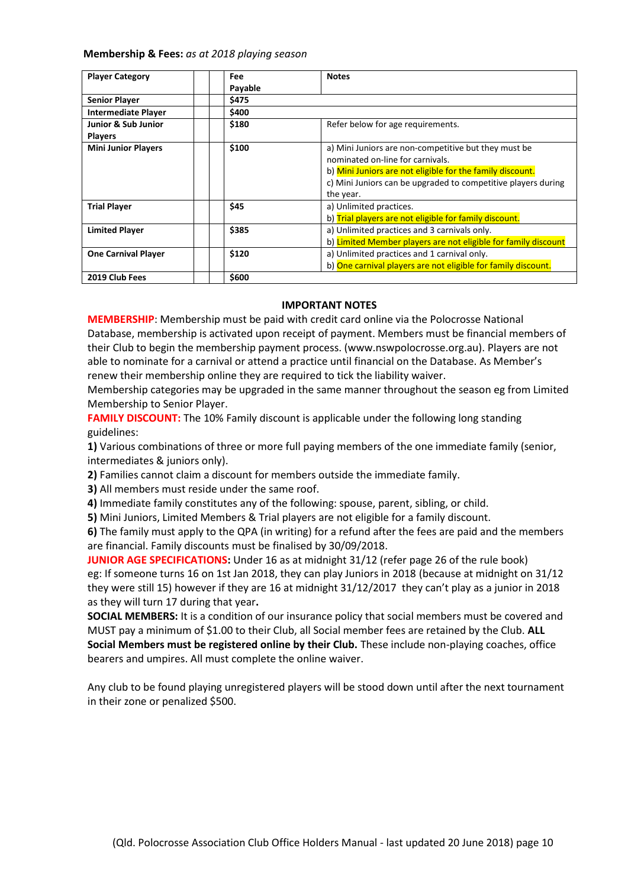**Membership & Fees:** *as at 2018 playing season*

| Player Category | | Fee Payable | Notes |
|---|---|---|---|
| **Senior Player** | | **$475** | |
| **Intermediate Player** | | **$400** | |
| **Junior & Sub Junior Players** | | **$180** | Refer below for age requirements. |
| **Mini Junior Players** | | **$100** | a) Mini Juniors are non-competitive but they must be nominated on-line for carnivals.<br>b) Mini Juniors are not eligible for the family discount.<br>c) Mini Juniors can be upgraded to competitive players during the year. |
| **Trial Player** | | **$45** | a) Unlimited practices.<br>b) Trial players are not eligible for family discount. |
| **Limited Player** | | **$385** | a) Unlimited practices and 3 carnivals only.<br>b) Limited Member players are not eligible for family discount |
| **One Carnival Player** | | **$120** | a) Unlimited practices and 1 carnival only.<br>b) One carnival players are not eligible for family discount. |
| **2019 Club Fees** | | **$600** | |

**IMPORTANT NOTES**

**MEMBERSHIP**: Membership must be paid with credit card online via the Polocrosse National Database, membership is activated upon receipt of payment. Members must be financial members of their Club to begin the membership payment process. (www.nswpolocrosse.org.au). Players are not able to nominate for a carnival or attend a practice until financial on the Database. As Member's renew their membership online they are required to tick the liability waiver.

Membership categories may be upgraded in the same manner throughout the season eg from Limited Membership to Senior Player.

**FAMILY DISCOUNT:** The 10% Family discount is applicable under the following long standing guidelines:

**1)** Various combinations of three or more full paying members of the one immediate family (senior, intermediates & juniors only).

**2)** Families cannot claim a discount for members outside the immediate family.

**3)** All members must reside under the same roof.

**4)** Immediate family constitutes any of the following: spouse, parent, sibling, or child.

**5)** Mini Juniors, Limited Members & Trial players are not eligible for a family discount.

**6)** The family must apply to the QPA (in writing) for a refund after the fees are paid and the members are financial. Family discounts must be finalised by 30/09/2018.

**JUNIOR AGE SPECIFICATIONS:** Under 16 as at midnight 31/12 (refer page 26 of the rule book) eg: If someone turns 16 on 1st Jan 2018, they can play Juniors in 2018 (because at midnight on 31/12 they were still 15) however if they are 16 at midnight 31/12/2017 they can't play as a junior in 2018 as they will turn 17 during that year**.**

**SOCIAL MEMBERS:** It is a condition of our insurance policy that social members must be covered and MUST pay a minimum of $1.00 to their Club, all Social member fees are retained by the Club. **ALL Social Members must be registered online by their Club.** These include non-playing coaches, office bearers and umpires. All must complete the online waiver.

Any club to be found playing unregistered players will be stood down until after the next tournament in their zone or penalized $500.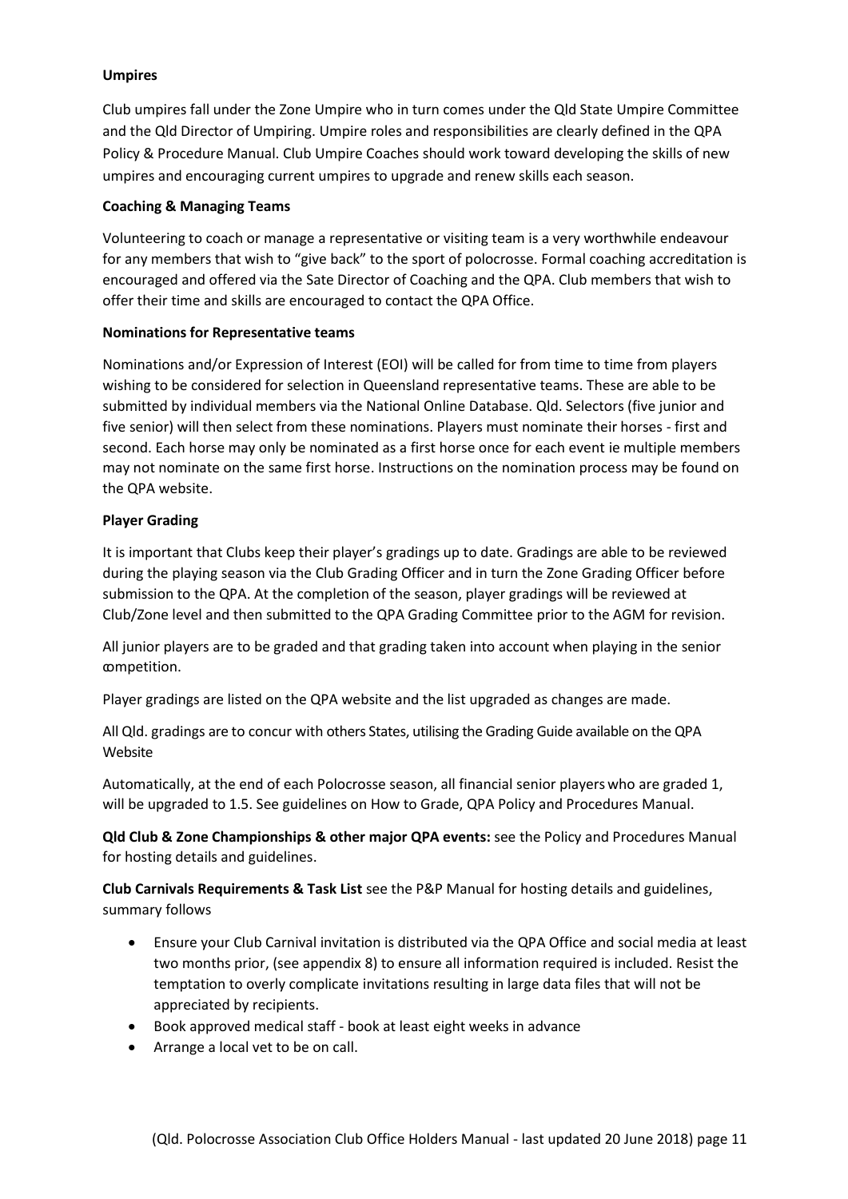**Umpires**

Club umpires fall under the Zone Umpire who in turn comes under the Qld State Umpire Committee and the Qld Director of Umpiring. Umpire roles and responsibilities are clearly defined in the QPA Policy & Procedure Manual. Club Umpire Coaches should work toward developing the skills of new umpires and encouraging current umpires to upgrade and renew skills each season.

**Coaching & Managing Teams**

Volunteering to coach or manage a representative or visiting team is a very worthwhile endeavour for any members that wish to "give back" to the sport of polocrosse. Formal coaching accreditation is encouraged and offered via the Sate Director of Coaching and the QPA. Club members that wish to offer their time and skills are encouraged to contact the QPA Office.

**Nominations for Representative teams**

Nominations and/or Expression of Interest (EOI) will be called for from time to time from players wishing to be considered for selection in Queensland representative teams. These are able to be submitted by individual members via the National Online Database. Qld. Selectors (five junior and five senior) will then select from these nominations. Players must nominate their horses - first and second. Each horse may only be nominated as a first horse once for each event ie multiple members may not nominate on the same first horse. Instructions on the nomination process may be found on the QPA website.

**Player Grading**

It is important that Clubs keep their player's gradings up to date. Gradings are able to be reviewed during the playing season via the Club Grading Officer and in turn the Zone Grading Officer before submission to the QPA. At the completion of the season, player gradings will be reviewed at Club/Zone level and then submitted to the QPA Grading Committee prior to the AGM for revision.

All junior players are to be graded and that grading taken into account when playing in the senior competition.

Player gradings are listed on the QPA website and the list upgraded as changes are made.

All Qld. gradings are to concur with others States, utilising the Grading Guide available on the QPA Website

Automatically, at the end of each Polocrosse season, all financial senior players who are graded 1, will be upgraded to 1.5. See guidelines on How to Grade, QPA Policy and Procedures Manual.

**Qld Club & Zone Championships & other major QPA events:** see the Policy and Procedures Manual for hosting details and guidelines.

**Club Carnivals Requirements & Task List** see the P&P Manual for hosting details and guidelines, summary follows

- Ensure your Club Carnival invitation is distributed via the QPA Office and social media at least two months prior, (see appendix 8) to ensure all information required is included. Resist the temptation to overly complicate invitations resulting in large data files that will not be appreciated by recipients.
- Book approved medical staff - book at least eight weeks in advance
- Arrange a local vet to be on call.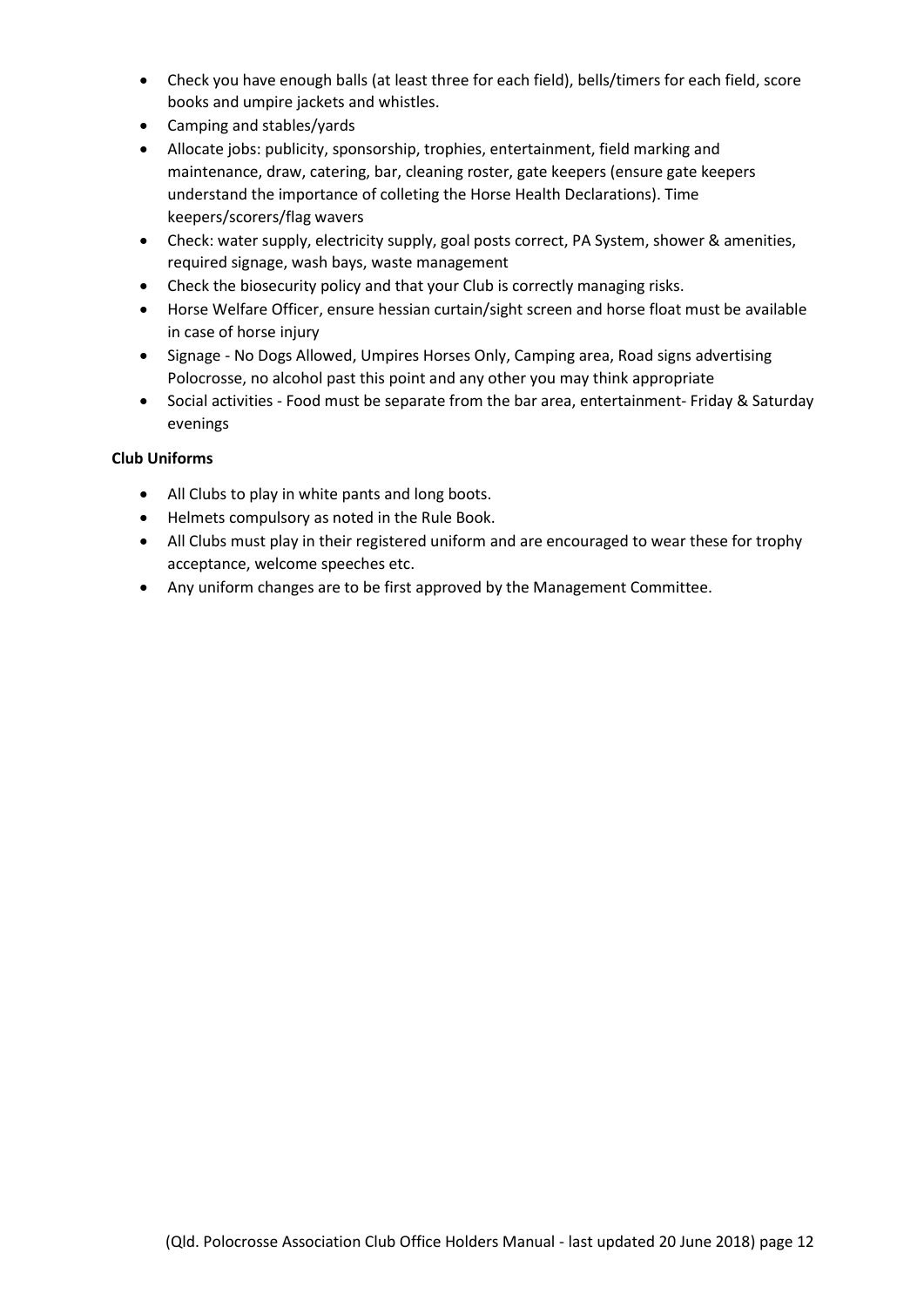- Check you have enough balls (at least three for each field), bells/timers for each field, score books and umpire jackets and whistles.
- Camping and stables/yards
- Allocate jobs: publicity, sponsorship, trophies, entertainment, field marking and maintenance, draw, catering, bar, cleaning roster, gate keepers (ensure gate keepers understand the importance of colleting the Horse Health Declarations). Time keepers/scorers/flag wavers
- Check: water supply, electricity supply, goal posts correct, PA System, shower & amenities, required signage, wash bays, waste management
- Check the biosecurity policy and that your Club is correctly managing risks.
- Horse Welfare Officer, ensure hessian curtain/sight screen and horse float must be available in case of horse injury
- Signage - No Dogs Allowed, Umpires Horses Only, Camping area, Road signs advertising Polocrosse, no alcohol past this point and any other you may think appropriate
- Social activities - Food must be separate from the bar area, entertainment- Friday & Saturday evenings

**Club Uniforms**

- All Clubs to play in white pants and long boots.
- Helmets compulsory as noted in the Rule Book.
- All Clubs must play in their registered uniform and are encouraged to wear these for trophy acceptance, welcome speeches etc.
- Any uniform changes are to be first approved by the Management Committee.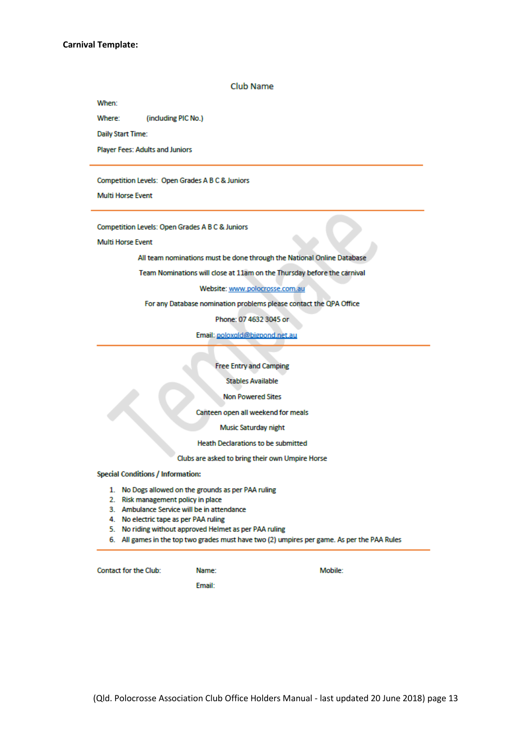**Carnival Template:**

Club Name

When:

Where: (including PIC No.)

Daily Start Time:

Player Fees: Adults and Juniors

---

Competition Levels: Open Grades A B C & Juniors

Multi Horse Event

---

Competition Levels: Open Grades A B C & Juniors

Multi Horse Event

All team nominations must be done through the National Online Database

Team Nominations will close at 11am on the Thursday before the carnival

Website: www.polocrosse.com.au

For any Database nomination problems please contact the QPA Office

Phone: 07 4632 3045 or

Email: poloxqld@bigpond.net.au

---

Free Entry and Camping

Stables Available

Non Powered Sites

Canteen open all weekend for meals

Music Saturday night

Heath Declarations to be submitted

Clubs are asked to bring their own Umpire Horse

**Special Conditions / Information:**

1. No Dogs allowed on the grounds as per PAA ruling
2. Risk management policy in place
3. Ambulance Service will be in attendance
4. No electric tape as per PAA ruling
5. No riding without approved Helmet as per PAA ruling
6. All games in the top two grades must have two (2) umpires per game. As per the PAA Rules

---

Contact for the Club: Name: Mobile:

Email:

(Qld. Polocrosse Association Club Office Holders Manual - last updated 20 June 2018)